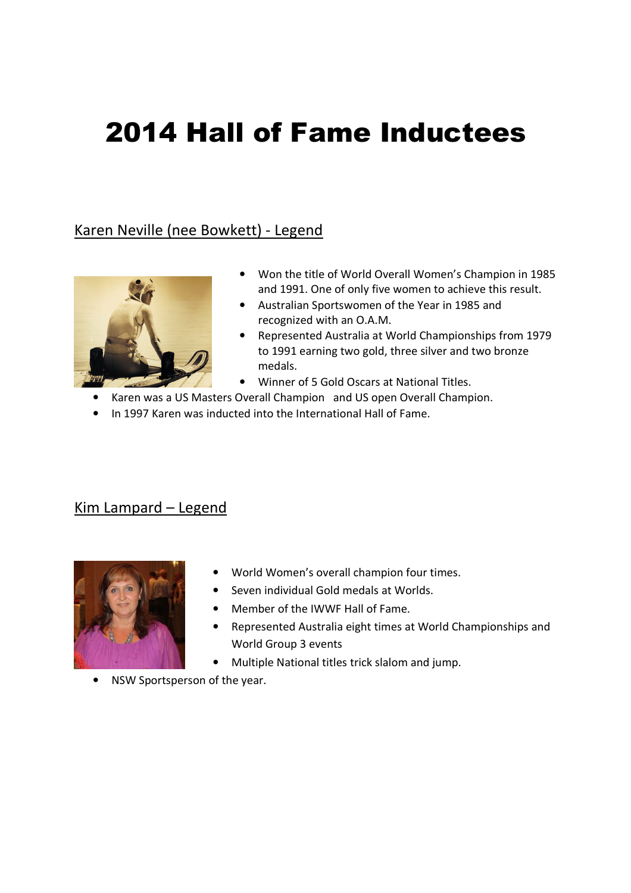# 2014 Hall of Fame Inductees

## Karen Neville (nee Bowkett) - Legend

- Won the title of World Overall Women's Champion in 1985 and 1991. One of only five women to achieve this result.
- Australian Sportswomen of the Year in 1985 and recognized with an O.A.M.
- Represented Australia at World Championships from 1979 to 1991 earning two gold, three silver and two bronze medals.
- Winner of 5 Gold Oscars at National Titles.
- Karen was a US Masters Overall Champion and US open Overall Champion.
- In 1997 Karen was inducted into the International Hall of Fame.

## Kim Lampard – Legend

- World Women's overall champion four times.
- Seven individual Gold medals at Worlds.
- Member of the IWWF Hall of Fame.
- Represented Australia eight times at World Championships and World Group 3 events
- Multiple National titles trick slalom and jump.
- NSW Sportsperson of the year.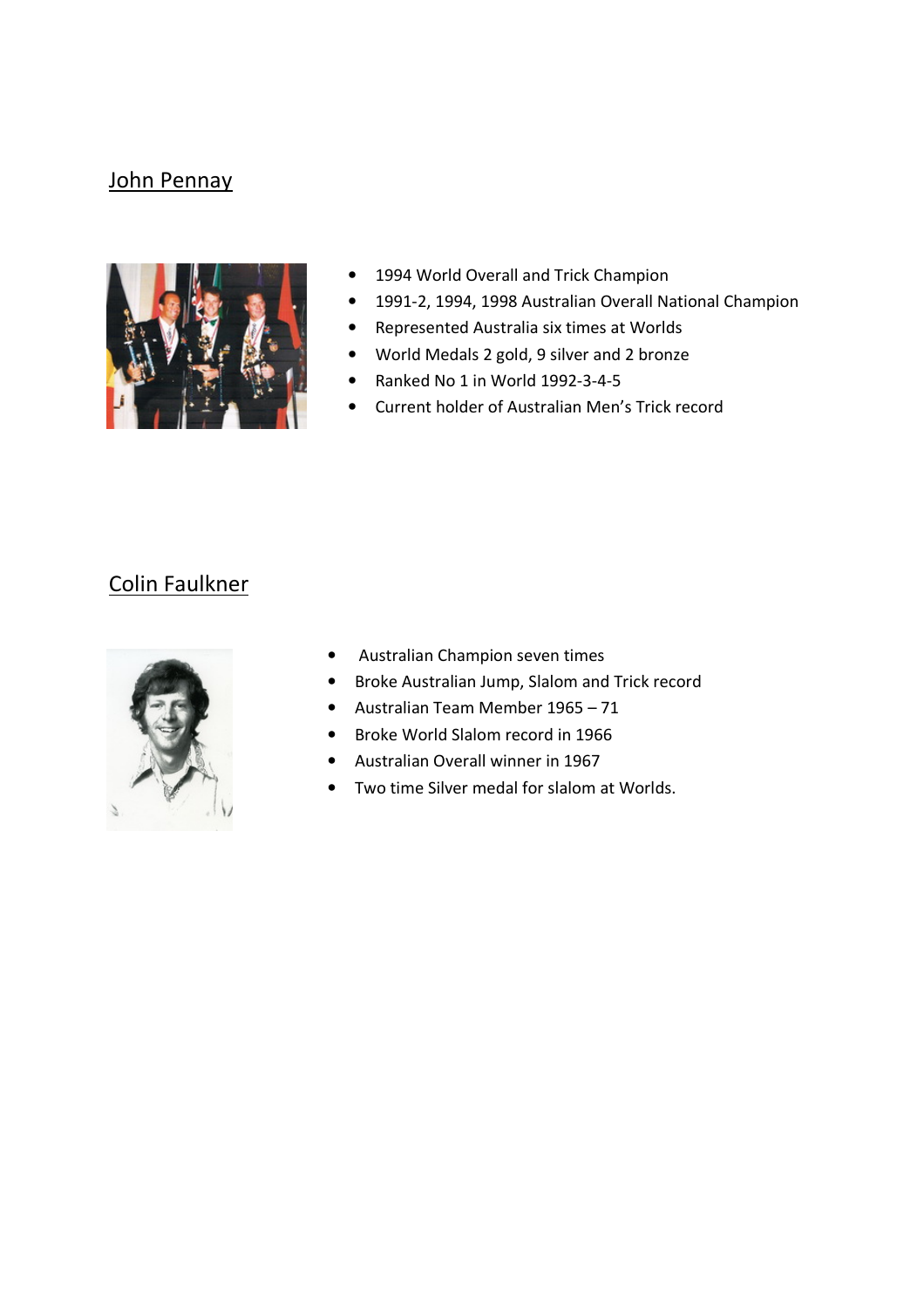## John Pennay

- 1994 World Overall and Trick Champion
- 1991-2, 1994, 1998 Australian Overall National Champion
- Represented Australia six times at Worlds
- World Medals 2 gold, 9 silver and 2 bronze
- Ranked No 1 in World 1992-3-4-5
- Current holder of Australian Men's Trick record

## Colin Faulkner

- Australian Champion seven times
- Broke Australian Jump, Slalom and Trick record
- Australian Team Member 1965 – 71
- Broke World Slalom record in 1966
- Australian Overall winner in 1967
- Two time Silver medal for slalom at Worlds.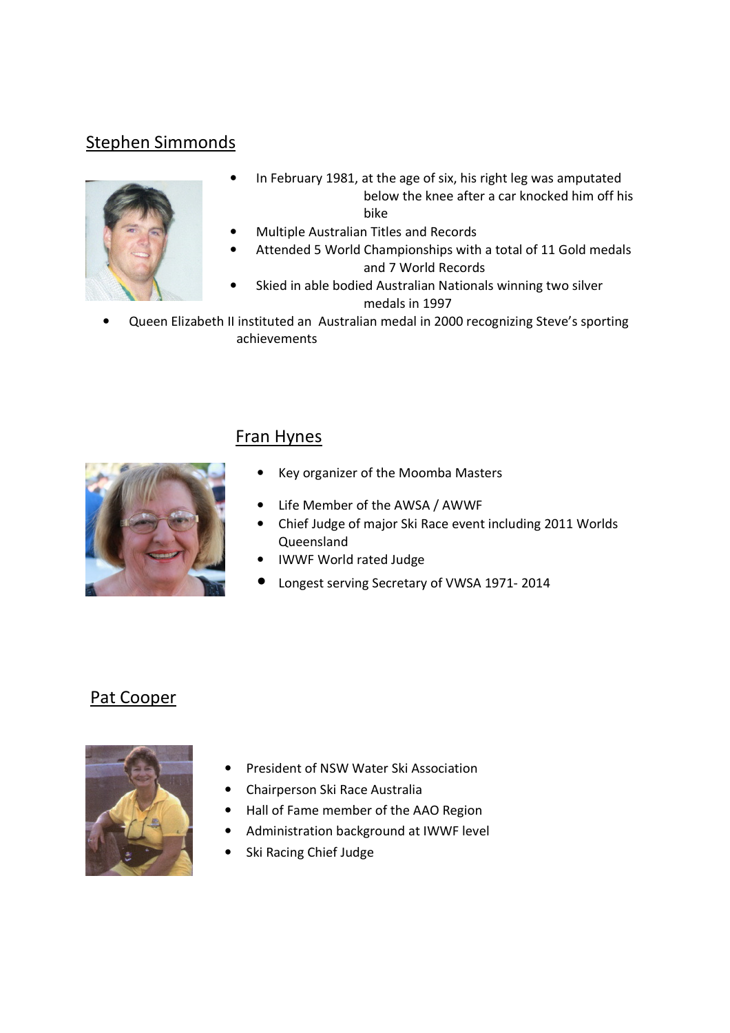## Stephen Simmonds

- In February 1981, at the age of six, his right leg was amputated below the knee after a car knocked him off his bike
- Multiple Australian Titles and Records
- Attended 5 World Championships with a total of 11 Gold medals and 7 World Records
- Skied in able bodied Australian Nationals winning two silver medals in 1997
- Queen Elizabeth II instituted an Australian medal in 2000 recognizing Steve's sporting achievements

## Fran Hynes

- Key organizer of the Moomba Masters
- Life Member of the AWSA / AWWF
- Chief Judge of major Ski Race event including 2011 Worlds Queensland
- IWWF World rated Judge
- Longest serving Secretary of VWSA 1971- 2014

## Pat Cooper

- President of NSW Water Ski Association
- Chairperson Ski Race Australia
- Hall of Fame member of the AAO Region
- Administration background at IWWF level
- Ski Racing Chief Judge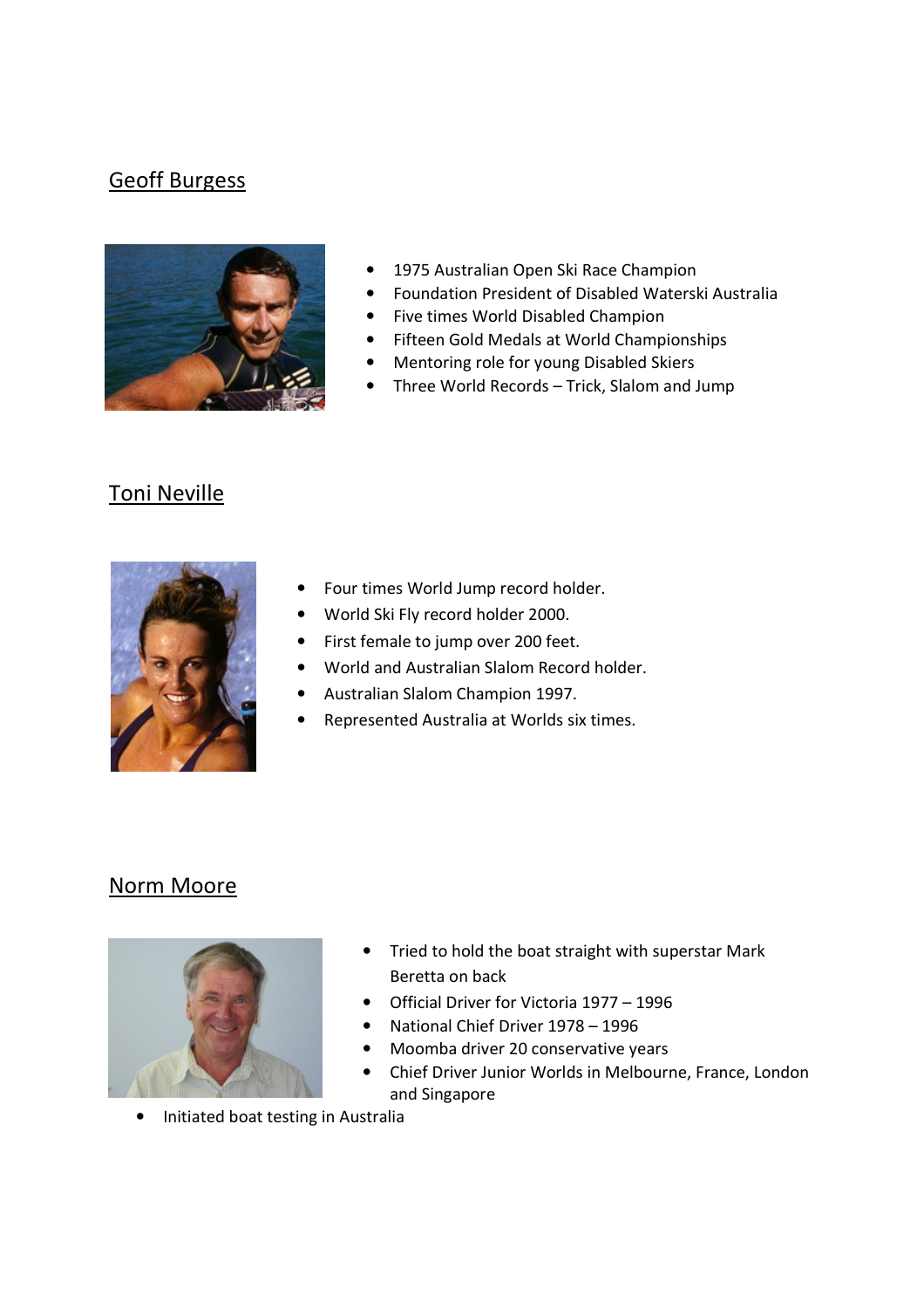## Geoff Burgess

- 1975 Australian Open Ski Race Champion
- Foundation President of Disabled Waterski Australia
- Five times World Disabled Champion
- Fifteen Gold Medals at World Championships
- Mentoring role for young Disabled Skiers
- Three World Records – Trick, Slalom and Jump

## Toni Neville

- Four times World Jump record holder.
- World Ski Fly record holder 2000.
- First female to jump over 200 feet.
- World and Australian Slalom Record holder.
- Australian Slalom Champion 1997.
- Represented Australia at Worlds six times.

## Norm Moore

- Tried to hold the boat straight with superstar Mark Beretta on back
- Official Driver for Victoria 1977 – 1996
- National Chief Driver 1978 – 1996
- Moomba driver 20 conservative years
- Chief Driver Junior Worlds in Melbourne, France, London and Singapore
- Initiated boat testing in Australia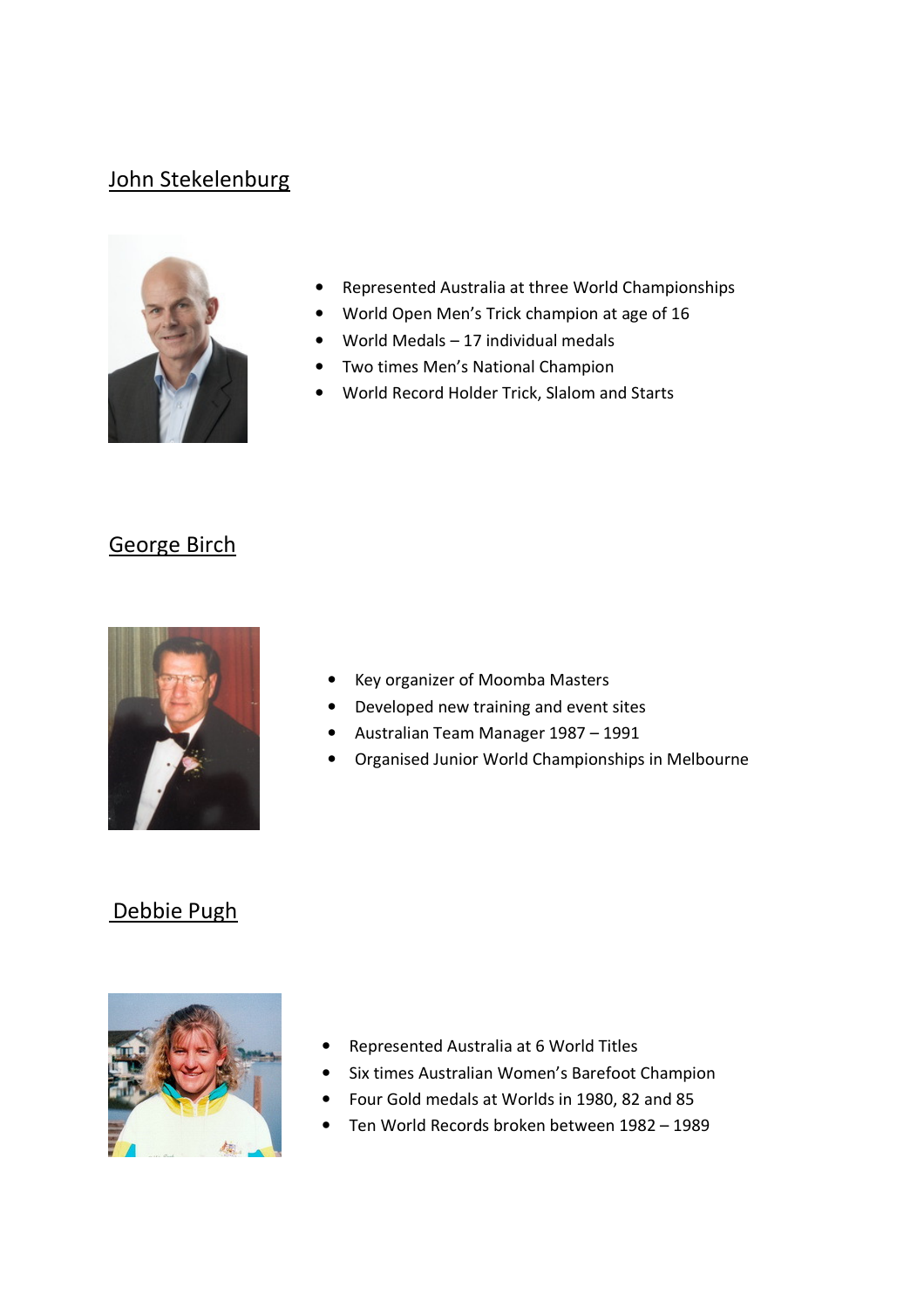## John Stekelenburg

- Represented Australia at three World Championships
- World Open Men's Trick champion at age of 16
- World Medals – 17 individual medals
- Two times Men's National Champion
- World Record Holder Trick, Slalom and Starts

## George Birch

- Key organizer of Moomba Masters
- Developed new training and event sites
- Australian Team Manager 1987 – 1991
- Organised Junior World Championships in Melbourne

## Debbie Pugh

- Represented Australia at 6 World Titles
- Six times Australian Women's Barefoot Champion
- Four Gold medals at Worlds in 1980, 82 and 85
- Ten World Records broken between 1982 – 1989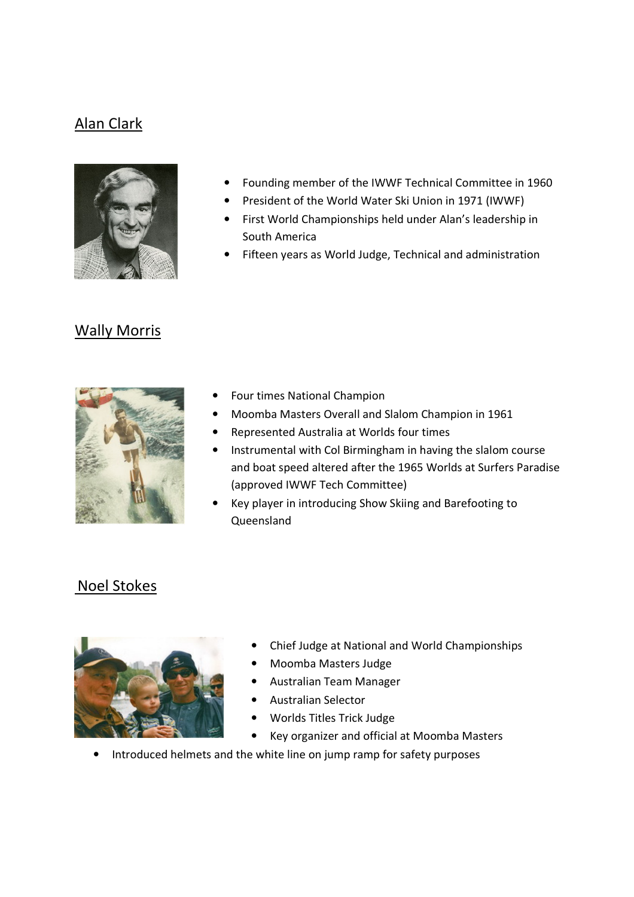## Alan Clark

- Founding member of the IWWF Technical Committee in 1960
- President of the World Water Ski Union in 1971 (IWWF)
- First World Championships held under Alan's leadership in South America
- Fifteen years as World Judge, Technical and administration

## Wally Morris

- Four times National Champion
- Moomba Masters Overall and Slalom Champion in 1961
- Represented Australia at Worlds four times
- Instrumental with Col Birmingham in having the slalom course and boat speed altered after the 1965 Worlds at Surfers Paradise (approved IWWF Tech Committee)
- Key player in introducing Show Skiing and Barefooting to Queensland

## Noel Stokes

- Chief Judge at National and World Championships
- Moomba Masters Judge
- Australian Team Manager
- Australian Selector
- Worlds Titles Trick Judge
- Key organizer and official at Moomba Masters
- Introduced helmets and the white line on jump ramp for safety purposes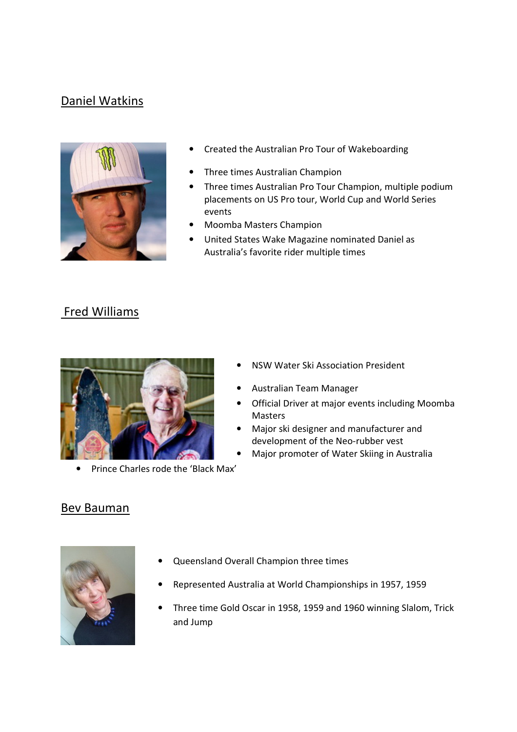## Daniel Watkins

- Created the Australian Pro Tour of Wakeboarding
- Three times Australian Champion
- Three times Australian Pro Tour Champion, multiple podium placements on US Pro tour, World Cup and World Series events
- Moomba Masters Champion
- United States Wake Magazine nominated Daniel as Australia's favorite rider multiple times

## Fred Williams

- NSW Water Ski Association President
- Australian Team Manager
- Official Driver at major events including Moomba Masters
- Major ski designer and manufacturer and development of the Neo-rubber vest
- Major promoter of Water Skiing in Australia
- Prince Charles rode the 'Black Max'

## Bev Bauman

- Queensland Overall Champion three times
- Represented Australia at World Championships in 1957, 1959
- Three time Gold Oscar in 1958, 1959 and 1960 winning Slalom, Trick and Jump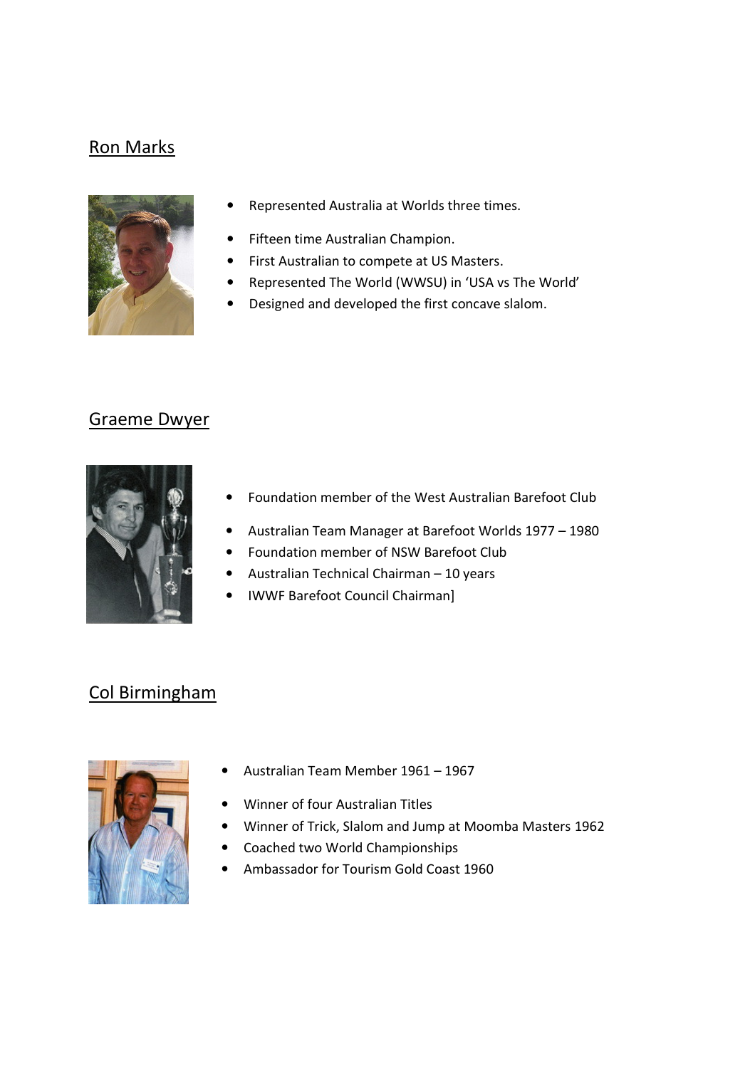## Ron Marks

- Represented Australia at Worlds three times.
- Fifteen time Australian Champion.
- First Australian to compete at US Masters.
- Represented The World (WWSU) in 'USA vs The World'
- Designed and developed the first concave slalom.

## Graeme Dwyer

- Foundation member of the West Australian Barefoot Club
- Australian Team Manager at Barefoot Worlds 1977 – 1980
- Foundation member of NSW Barefoot Club
- Australian Technical Chairman – 10 years
- IWWF Barefoot Council Chairman]

## Col Birmingham

- Australian Team Member 1961 – 1967
- Winner of four Australian Titles
- Winner of Trick, Slalom and Jump at Moomba Masters 1962
- Coached two World Championships
- Ambassador for Tourism Gold Coast 1960